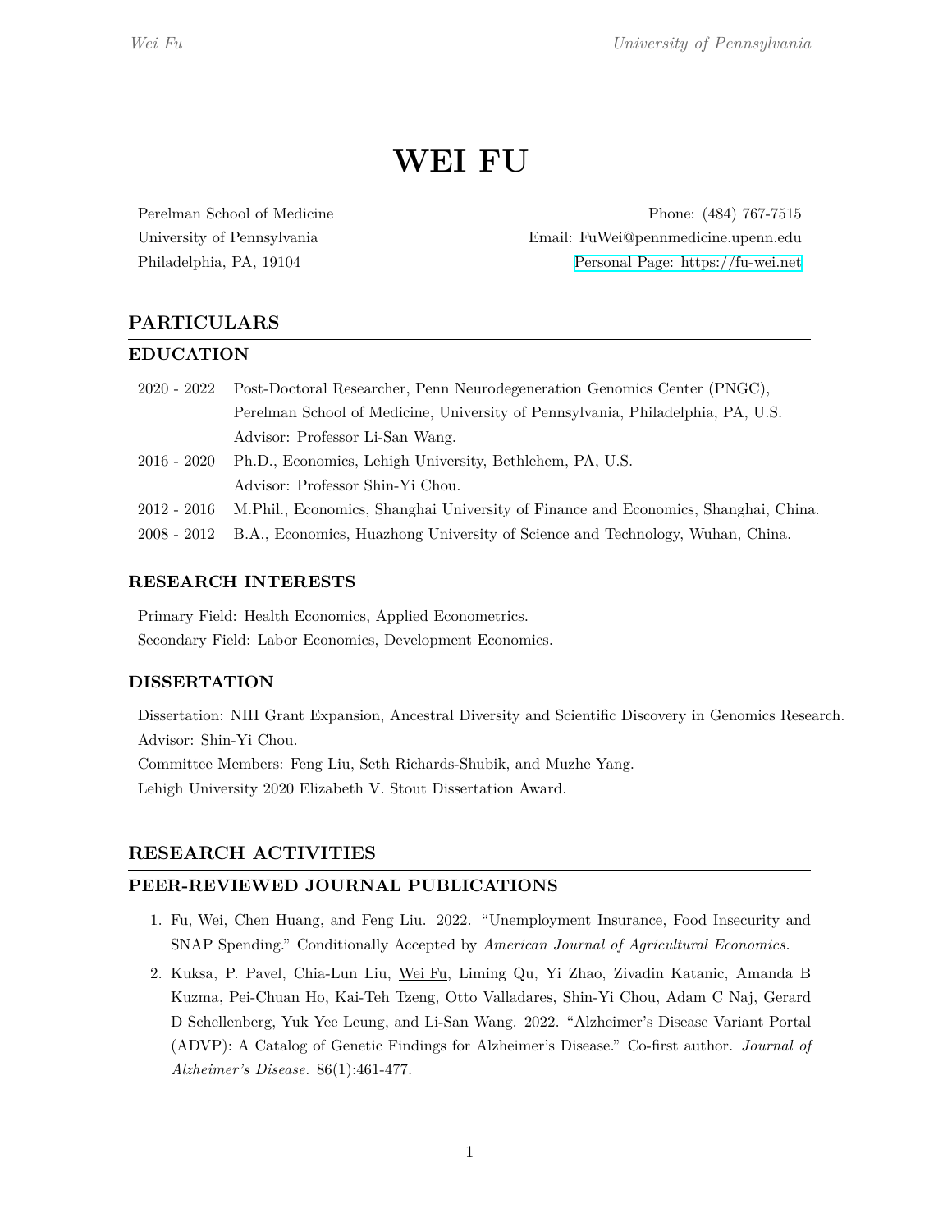# WEI FU

Perelman School of Medicine
University of Pennsylvania
Philadelphia, PA, 19104

Phone: (484) 767-7515
Email: FuWei@pennmedicine.upenn.edu
Personal Page: https://fu-wei.net

## PARTICULARS

### EDUCATION

- 2020 - 2022 Post-Doctoral Researcher, Penn Neurodegeneration Genomics Center (PNGC), Perelman School of Medicine, University of Pennsylvania, Philadelphia, PA, U.S. Advisor: Professor Li-San Wang.
- 2016 - 2020 Ph.D., Economics, Lehigh University, Bethlehem, PA, U.S. Advisor: Professor Shin-Yi Chou.
- 2012 - 2016 M.Phil., Economics, Shanghai University of Finance and Economics, Shanghai, China.
- 2008 - 2012 B.A., Economics, Huazhong University of Science and Technology, Wuhan, China.

### RESEARCH INTERESTS

Primary Field: Health Economics, Applied Econometrics.
Secondary Field: Labor Economics, Development Economics.

### DISSERTATION

Dissertation: NIH Grant Expansion, Ancestral Diversity and Scientific Discovery in Genomics Research.
Advisor: Shin-Yi Chou.
Committee Members: Feng Liu, Seth Richards-Shubik, and Muzhe Yang.
Lehigh University 2020 Elizabeth V. Stout Dissertation Award.

## RESEARCH ACTIVITIES

### PEER-REVIEWED JOURNAL PUBLICATIONS

1. Fu, Wei, Chen Huang, and Feng Liu. 2022. "Unemployment Insurance, Food Insecurity and SNAP Spending." Conditionally Accepted by *American Journal of Agricultural Economics.*
2. Kuksa, P. Pavel, Chia-Lun Liu, Wei Fu, Liming Qu, Yi Zhao, Zivadin Katanic, Amanda B Kuzma, Pei-Chuan Ho, Kai-Teh Tzeng, Otto Valladares, Shin-Yi Chou, Adam C Naj, Gerard D Schellenberg, Yuk Yee Leung, and Li-San Wang. 2022. "Alzheimer's Disease Variant Portal (ADVP): A Catalog of Genetic Findings for Alzheimer's Disease." Co-first author. *Journal of Alzheimer's Disease.* 86(1):461-477.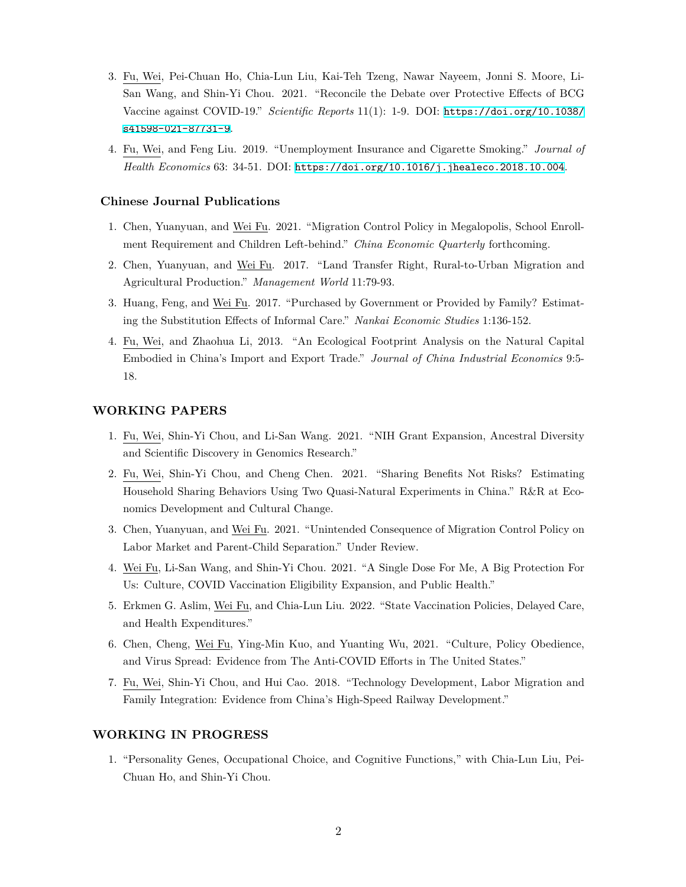3. Fu, Wei, Pei-Chuan Ho, Chia-Lun Liu, Kai-Teh Tzeng, Nawar Nayeem, Jonni S. Moore, Li-San Wang, and Shin-Yi Chou. 2021. "Reconcile the Debate over Protective Effects of BCG Vaccine against COVID-19." *Scientific Reports* 11(1): 1-9. DOI: https://doi.org/10.1038/s41598-021-87731-9.
4. Fu, Wei, and Feng Liu. 2019. "Unemployment Insurance and Cigarette Smoking." *Journal of Health Economics* 63: 34-51. DOI: https://doi.org/10.1016/j.jhealeco.2018.10.004.

### Chinese Journal Publications

1. Chen, Yuanyuan, and Wei Fu. 2021. "Migration Control Policy in Megalopolis, School Enrollment Requirement and Children Left-behind." *China Economic Quarterly* forthcoming.
2. Chen, Yuanyuan, and Wei Fu. 2017. "Land Transfer Right, Rural-to-Urban Migration and Agricultural Production." *Management World* 11:79-93.
3. Huang, Feng, and Wei Fu. 2017. "Purchased by Government or Provided by Family? Estimating the Substitution Effects of Informal Care." *Nankai Economic Studies* 1:136-152.
4. Fu, Wei, and Zhaohua Li, 2013. "An Ecological Footprint Analysis on the Natural Capital Embodied in China's Import and Export Trade." *Journal of China Industrial Economics* 9:5-18.

## WORKING PAPERS

1. Fu, Wei, Shin-Yi Chou, and Li-San Wang. 2021. "NIH Grant Expansion, Ancestral Diversity and Scientific Discovery in Genomics Research."
2. Fu, Wei, Shin-Yi Chou, and Cheng Chen. 2021. "Sharing Benefits Not Risks? Estimating Household Sharing Behaviors Using Two Quasi-Natural Experiments in China." R&R at Economics Development and Cultural Change.
3. Chen, Yuanyuan, and Wei Fu. 2021. "Unintended Consequence of Migration Control Policy on Labor Market and Parent-Child Separation." Under Review.
4. Wei Fu, Li-San Wang, and Shin-Yi Chou. 2021. "A Single Dose For Me, A Big Protection For Us: Culture, COVID Vaccination Eligibility Expansion, and Public Health."
5. Erkmen G. Aslim, Wei Fu, and Chia-Lun Liu. 2022. "State Vaccination Policies, Delayed Care, and Health Expenditures."
6. Chen, Cheng, Wei Fu, Ying-Min Kuo, and Yuanting Wu, 2021. "Culture, Policy Obedience, and Virus Spread: Evidence from The Anti-COVID Efforts in The United States."
7. Fu, Wei, Shin-Yi Chou, and Hui Cao. 2018. "Technology Development, Labor Migration and Family Integration: Evidence from China's High-Speed Railway Development."

## WORKING IN PROGRESS

1. "Personality Genes, Occupational Choice, and Cognitive Functions," with Chia-Lun Liu, Pei-Chuan Ho, and Shin-Yi Chou.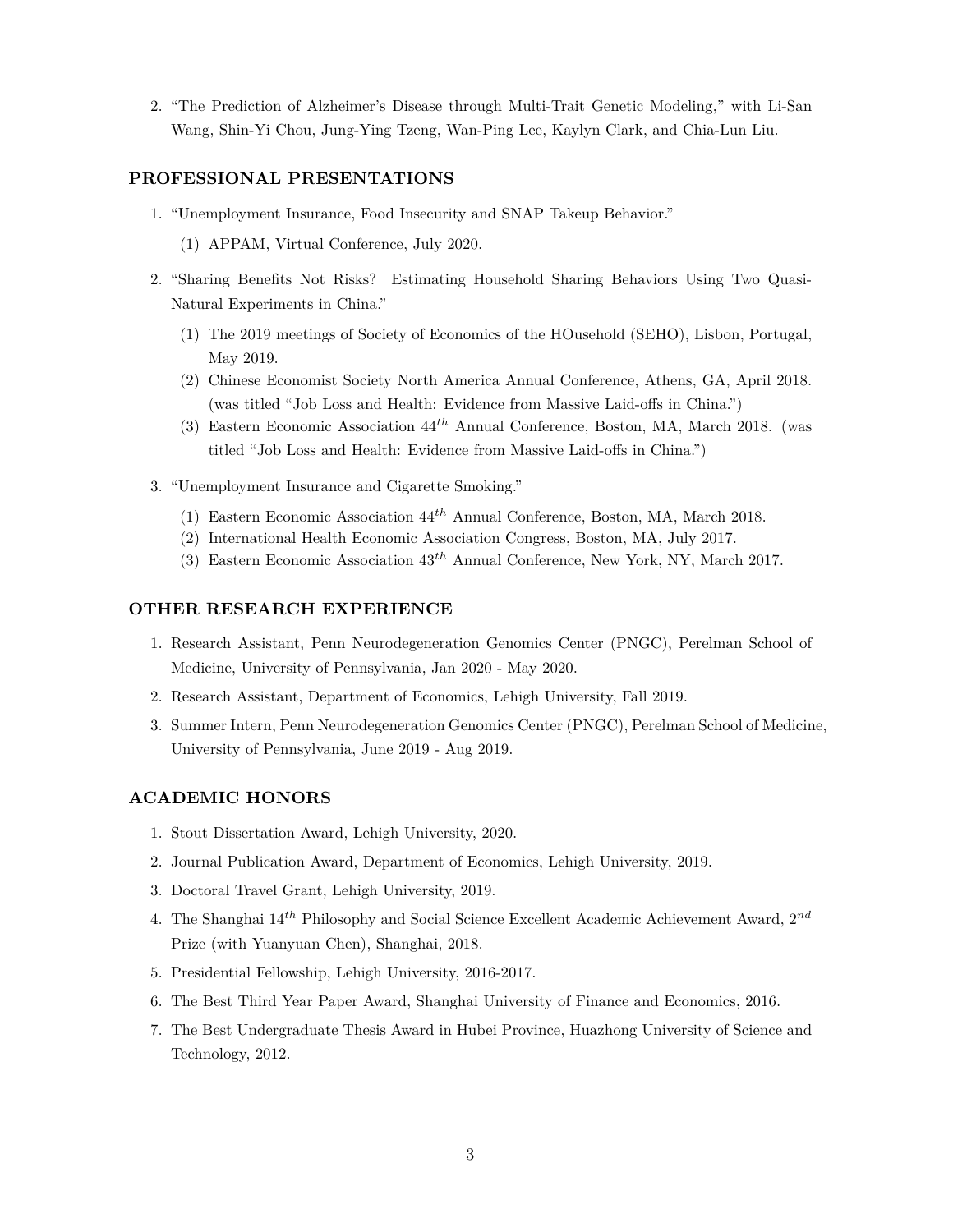2. "The Prediction of Alzheimer's Disease through Multi-Trait Genetic Modeling," with Li-San Wang, Shin-Yi Chou, Jung-Ying Tzeng, Wan-Ping Lee, Kaylyn Clark, and Chia-Lun Liu.

## PROFESSIONAL PRESENTATIONS

1. "Unemployment Insurance, Food Insecurity and SNAP Takeup Behavior."
   (1) APPAM, Virtual Conference, July 2020.
2. "Sharing Benefits Not Risks? Estimating Household Sharing Behaviors Using Two Quasi-Natural Experiments in China."
   (1) The 2019 meetings of Society of Economics of the HOusehold (SEHO), Lisbon, Portugal, May 2019.
   (2) Chinese Economist Society North America Annual Conference, Athens, GA, April 2018. (was titled "Job Loss and Health: Evidence from Massive Laid-offs in China.")
   (3) Eastern Economic Association $44^{th}$ Annual Conference, Boston, MA, March 2018. (was titled "Job Loss and Health: Evidence from Massive Laid-offs in China.")
3. "Unemployment Insurance and Cigarette Smoking."
   (1) Eastern Economic Association $44^{th}$ Annual Conference, Boston, MA, March 2018.
   (2) International Health Economic Association Congress, Boston, MA, July 2017.
   (3) Eastern Economic Association $43^{th}$ Annual Conference, New York, NY, March 2017.

## OTHER RESEARCH EXPERIENCE

1. Research Assistant, Penn Neurodegeneration Genomics Center (PNGC), Perelman School of Medicine, University of Pensylvania, Jan 2020 - May 2020.
2. Research Assistant, Department of Economics, Lehigh University, Fall 2019.
3. Summer Intern, Penn Neurodegeneration Genomics Center (PNGC), Perelman School of Medicine, University of Pensylvania, June 2019 - Aug 2019.

## ACADEMIC HONORS

1. Stout Dissertation Award, Lehigh University, 2020.
2. Journal Publication Award, Department of Economics, Lehigh University, 2019.
3. Doctoral Travel Grant, Lehigh University, 2019.
4. The Shanghai $14^{th}$ Philosophy and Social Science Excellent Academic Achievement Award, $2^{nd}$ Prize (with Yuanyuan Chen), Shanghai, 2018.
5. Presidential Fellowship, Lehigh University, 2016-2017.
6. The Best Third Year Paper Award, Shanghai University of Finance and Economics, 2016.
7. The Best Undergraduate Thesis Award in Hubei Province, Huazhong University of Science and Technology, 2012.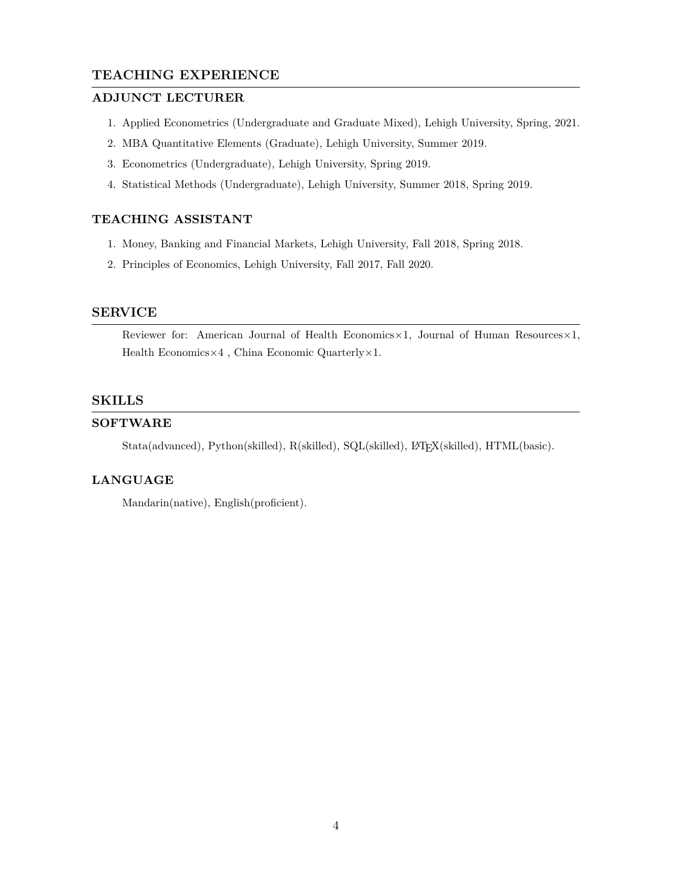## TEACHING EXPERIENCE

### ADJUNCT LECTURER

1. Applied Econometrics (Undergraduate and Graduate Mixed), Lehigh University, Spring, 2021.
2. MBA Quantitative Elements (Graduate), Lehigh University, Summer 2019.
3. Econometrics (Undergraduate), Lehigh University, Spring 2019.
4. Statistical Methods (Undergraduate), Lehigh University, Summer 2018, Spring 2019.

### TEACHING ASSISTANT

1. Money, Banking and Financial Markets, Lehigh University, Fall 2018, Spring 2018.
2. Principles of Economics, Lehigh University, Fall 2017, Fall 2020.

## SERVICE

Reviewer for: American Journal of Health Economics×1, Journal of Human Resources×1, Health Economics×4 , China Economic Quarterly×1.

## SKILLS

### SOFTWARE

Stata(advanced), Python(skilled), R(skilled), SQL(skilled), LaTeX(skilled), HTML(basic).

### LANGUAGE

Mandarin(native), English(proficient).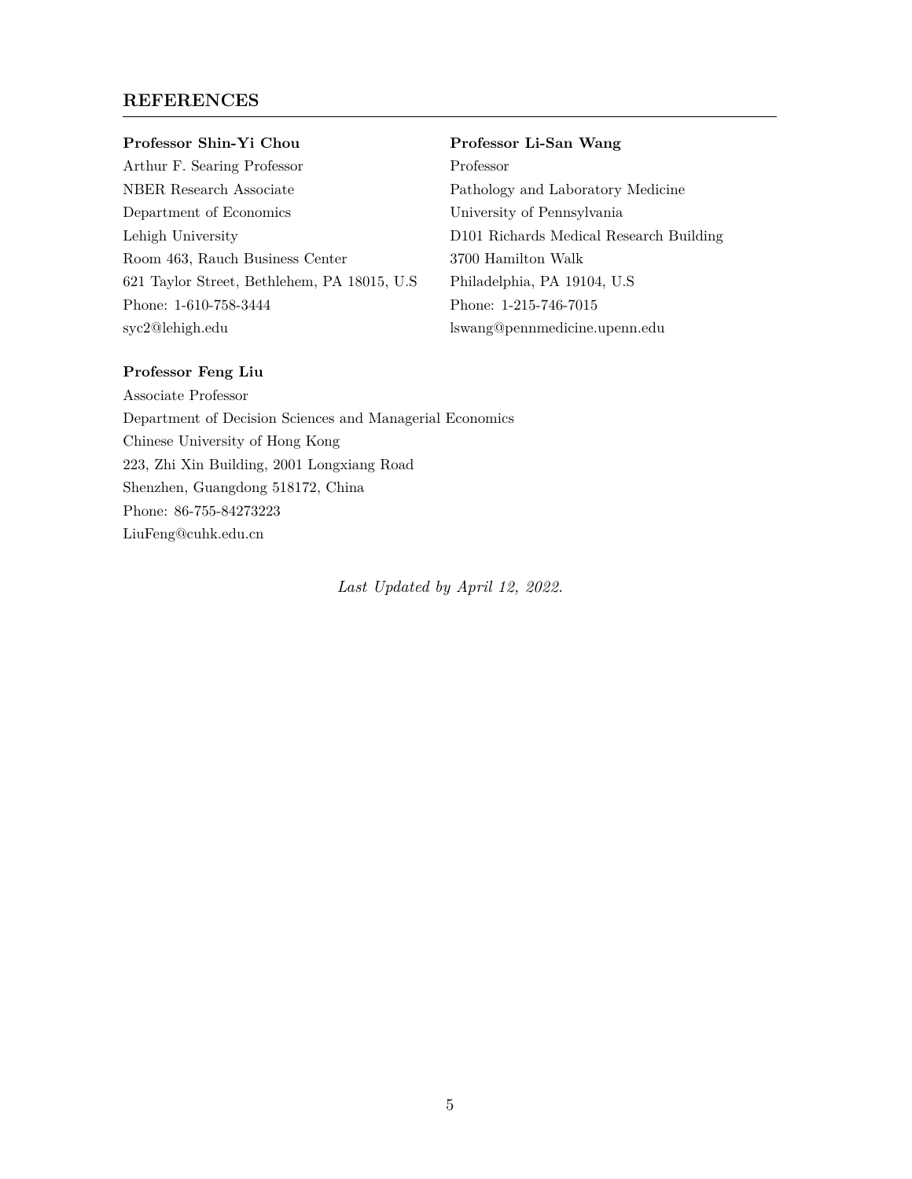## REFERENCES

**Professor Shin-Yi Chou**
Arthur F. Searing Professor
NBER Research Associate
Department of Economics
Lehigh University
Room 463, Rauch Business Center
621 Taylor Street, Bethlehem, PA 18015, U.S
Phone: 1-610-758-3444
syc2@lehigh.edu

**Professor Li-San Wang**
Professor
Pathology and Laboratory Medicine
University of Pennsylvania
D101 Richards Medical Research Building
3700 Hamilton Walk
Philadelphia, PA 19104, U.S
Phone: 1-215-746-7015
lswang@pennmedicine.upenn.edu

**Professor Feng Liu**
Associate Professor
Department of Decision Sciences and Managerial Economics
Chinese University of Hong Kong
223, Zhi Xin Building, 2001 Longxiang Road
Shenzhen, Guangdong 518172, China
Phone: 86-755-84273223
LiuFeng@cuhk.edu.cn

*Last Updated by April 12, 2022.*